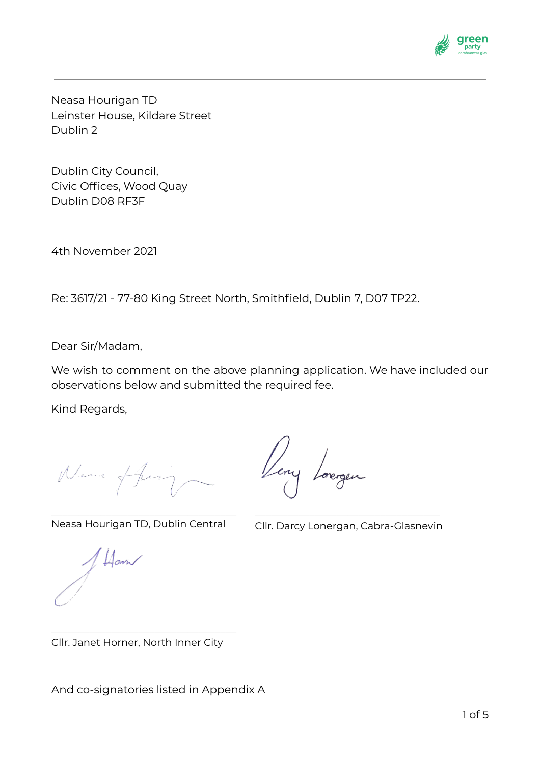Neasa Hourigan TD
Leinster House, Kildare Street
Dublin 2

Dublin City Council,
Civic Offices, Wood Quay
Dublin D08 RF3F

4th November 2021

Re: 3617/21 - 77-80 King Street North, Smithfield, Dublin 7, D07 TP22.

Dear Sir/Madam,

We wish to comment on the above planning application. We have included our observations below and submitted the required fee.

Kind Regards,

Neasa Hourigan TD, Dublin Central

Cllr. Darcy Lonergan, Cabra-Glasnevin

Cllr. Janet Horner, North Inner City

And co-signatories listed in Appendix A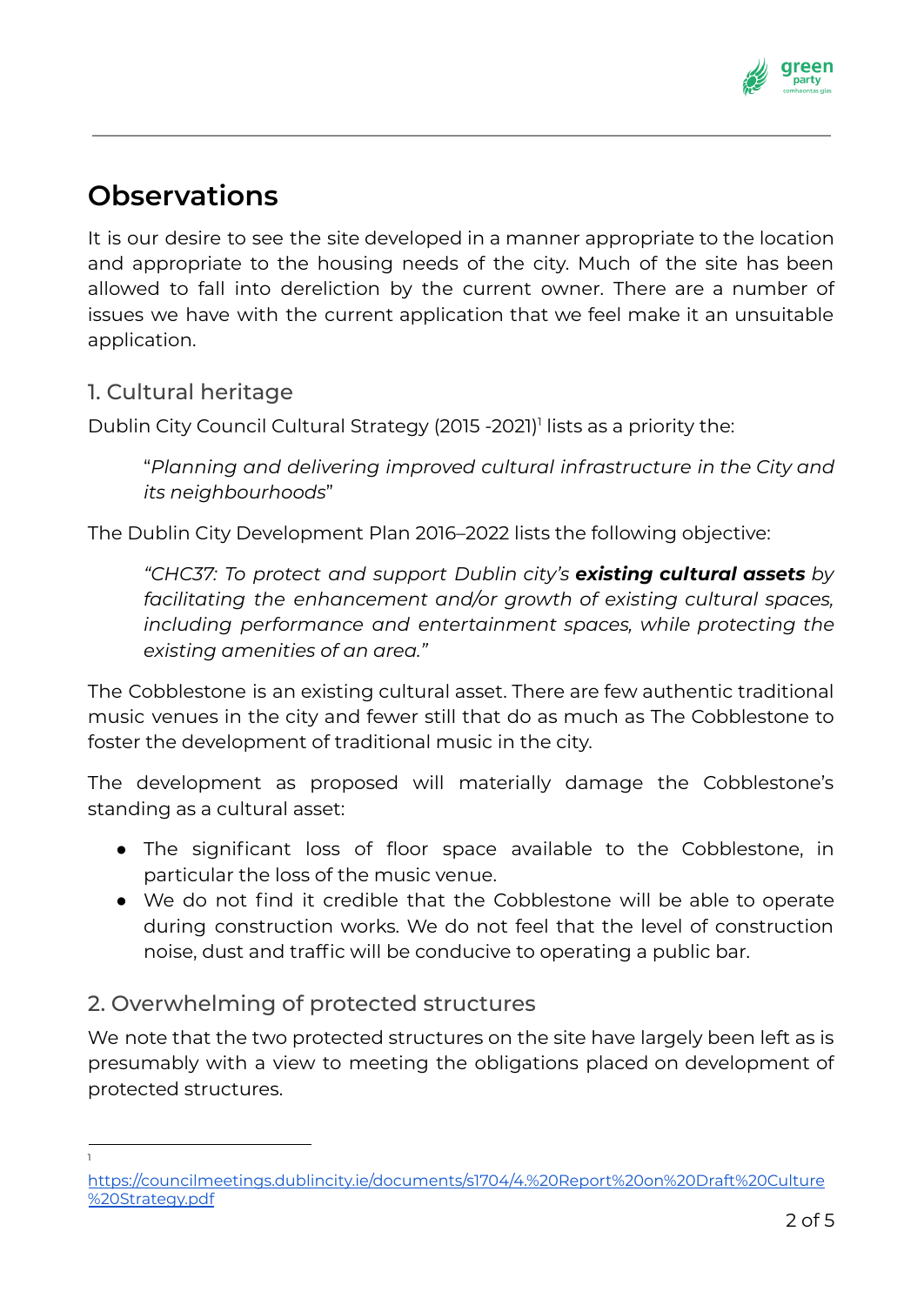# Observations

It is our desire to see the site developed in a manner appropriate to the location and appropriate to the housing needs of the city. Much of the site has been allowed to fall into dereliction by the current owner. There are a number of issues we have with the current application that we feel make it an unsuitable application.

## 1. Cultural heritage

Dublin City Council Cultural Strategy (2015 -2021)[1] lists as a priority the:

> "*Planning and delivering improved cultural infrastructure in the City and its neighbourhoods*"

The Dublin City Development Plan 2016–2022 lists the following objective:

> *"CHC37: To protect and support Dublin city's **existing cultural assets** by facilitating the enhancement and/or growth of existing cultural spaces, including performance and entertainment spaces, while protecting the existing amenities of an area."*

The Cobblestone is an existing cultural asset. There are few authentic traditional music venues in the city and fewer still that do as much as The Cobblestone to foster the development of traditional music in the city.

The development as proposed will materially damage the Cobblestone's standing as a cultural asset:

- The significant loss of floor space available to the Cobblestone, in particular the loss of the music venue.
- We do not find it credible that the Cobblestone will be able to operate during construction works. We do not feel that the level of construction noise, dust and traffic will be conducive to operating a public bar.

## 2. Overwhelming of protected structures

We note that the two protected structures on the site have largely been left as is presumably with a view to meeting the obligations placed on development of protected structures.

---

[1] https://councilmeetings.dublincity.ie/documents/s1704/4.%20Report%20on%20Draft%20Culture%20Strategy.pdf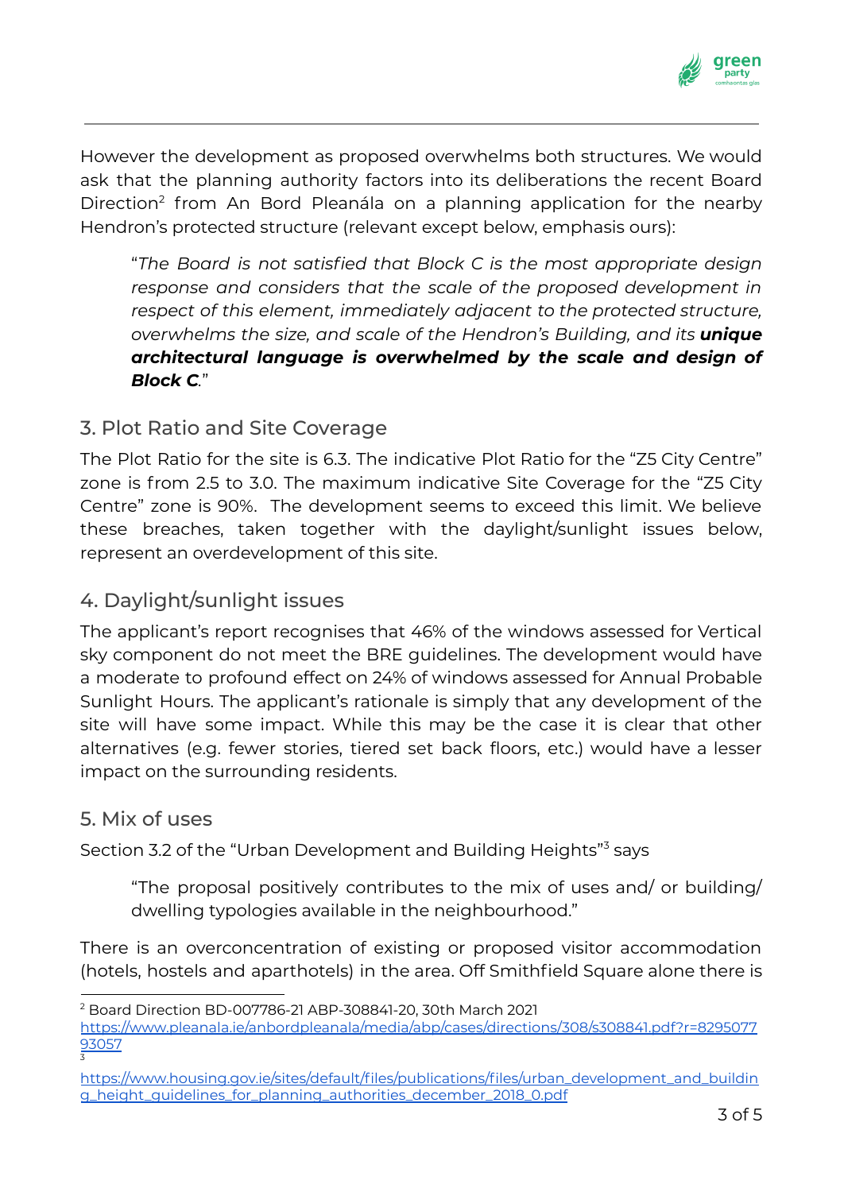However the development as proposed overwhelms both structures. We would ask that the planning authority factors into its deliberations the recent Board Direction[2] from An Bord Pleanála on a planning application for the nearby Hendron's protected structure (relevant except below, emphasis ours):

> "*The Board is not satisfied that Block C is the most appropriate design response and considers that the scale of the proposed development in respect of this element, immediately adjacent to the protected structure, overwhelms the size, and scale of the Hendron's Building, and its* ***unique architectural language is overwhelmed by the scale and design of Block C****.*"

## 3. Plot Ratio and Site Coverage

The Plot Ratio for the site is 6.3. The indicative Plot Ratio for the "Z5 City Centre" zone is from 2.5 to 3.0. The maximum indicative Site Coverage for the "Z5 City Centre" zone is 90%. The development seems to exceed this limit. We believe these breaches, taken together with the daylight/sunlight issues below, represent an overdevelopment of this site.

## 4. Daylight/sunlight issues

The applicant's report recognises that 46% of the windows assessed for Vertical sky component do not meet the BRE guidelines. The development would have a moderate to profound effect on 24% of windows assessed for Annual Probable Sunlight Hours. The applicant's rationale is simply that any development of the site will have some impact. While this may be the case it is clear that other alternatives (e.g. fewer stories, tiered set back floors, etc.) would have a lesser impact on the surrounding residents.

## 5. Mix of uses

Section 3.2 of the "Urban Development and Building Heights"[3] says

> "The proposal positively contributes to the mix of uses and/ or building/ dwelling typologies available in the neighbourhood."

There is an overconcentration of existing or proposed visitor accommodation (hotels, hostels and aparthotels) in the area. Off Smithfield Square alone there is

---

[2] Board Direction BD-007786-21 ABP-308841-20, 30th March 2021 https://www.pleanala.ie/anbordpleanala/media/abp/cases/directions/308/s308841.pdf?r=829507793057

[3] https://www.housing.gov.ie/sites/default/files/publications/files/urban_development_and_building_height_guidelines_for_planning_authorities_december_2018_0.pdf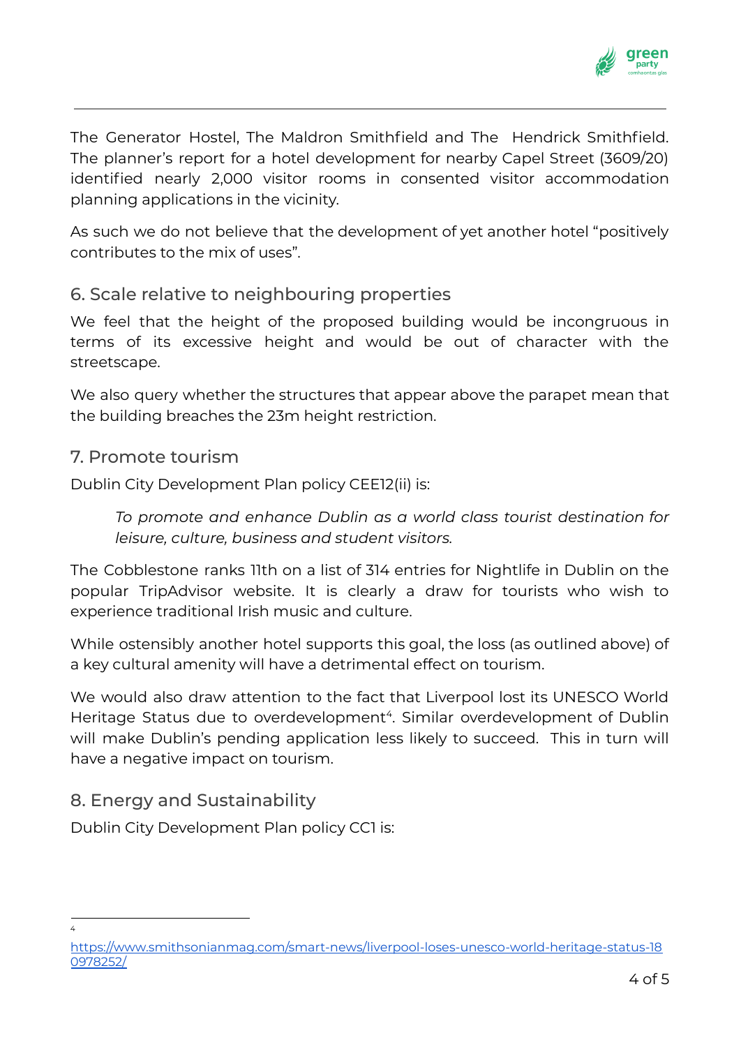The Generator Hostel, The Maldron Smithfield and The Hendrick Smithfield. The planner's report for a hotel development for nearby Capel Street (3609/20) identified nearly 2,000 visitor rooms in consented visitor accommodation planning applications in the vicinity.

As such we do not believe that the development of yet another hotel "positively contributes to the mix of uses".

## 6. Scale relative to neighbouring properties

We feel that the height of the proposed building would be incongruous in terms of its excessive height and would be out of character with the streetscape.

We also query whether the structures that appear above the parapet mean that the building breaches the 23m height restriction.

## 7. Promote tourism

Dublin City Development Plan policy CEE12(ii) is:

> *To promote and enhance Dublin as a world class tourist destination for leisure, culture, business and student visitors.*

The Cobblestone ranks 11th on a list of 314 entries for Nightlife in Dublin on the popular TripAdvisor website. It is clearly a draw for tourists who wish to experience traditional Irish music and culture.

While ostensibly another hotel supports this goal, the loss (as outlined above) of a key cultural amenity will have a detrimental effect on tourism.

We would also draw attention to the fact that Liverpool lost its UNESCO World Heritage Status due to overdevelopment[4]. Similar overdevelopment of Dublin will make Dublin's pending application less likely to succeed. This in turn will have a negative impact on tourism.

## 8. Energy and Sustainability

Dublin City Development Plan policy CC1 is:

---

[4] https://www.smithsonianmag.com/smart-news/liverpool-loses-unesco-world-heritage-status-180978252/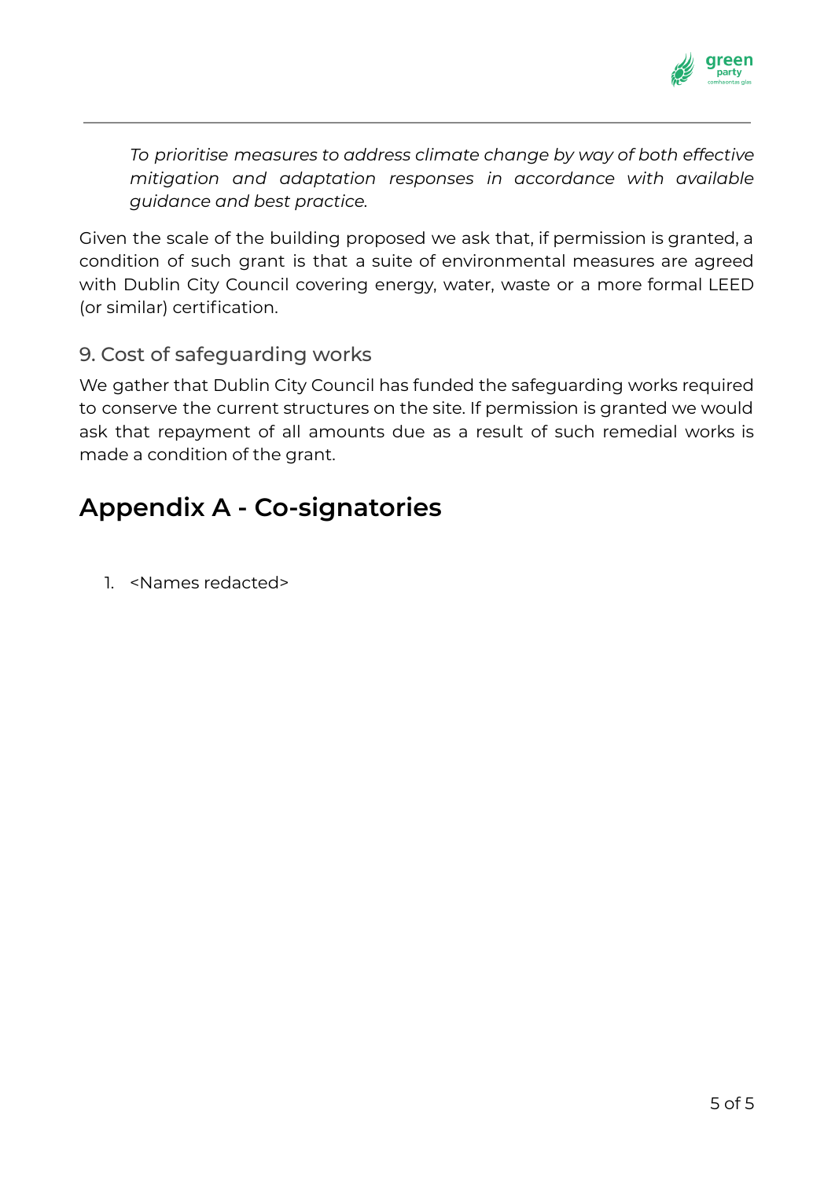*To prioritise measures to address climate change by way of both effective mitigation and adaptation responses in accordance with available guidance and best practice.*

Given the scale of the building proposed we ask that, if permission is granted, a condition of such grant is that a suite of environmental measures are agreed with Dublin City Council covering energy, water, waste or a more formal LEED (or similar) certification.

### 9. Cost of safeguarding works

We gather that Dublin City Council has funded the safeguarding works required to conserve the current structures on the site. If permission is granted we would ask that repayment of all amounts due as a result of such remedial works is made a condition of the grant.

## Appendix A - Co-signatories

1. <Names redacted>